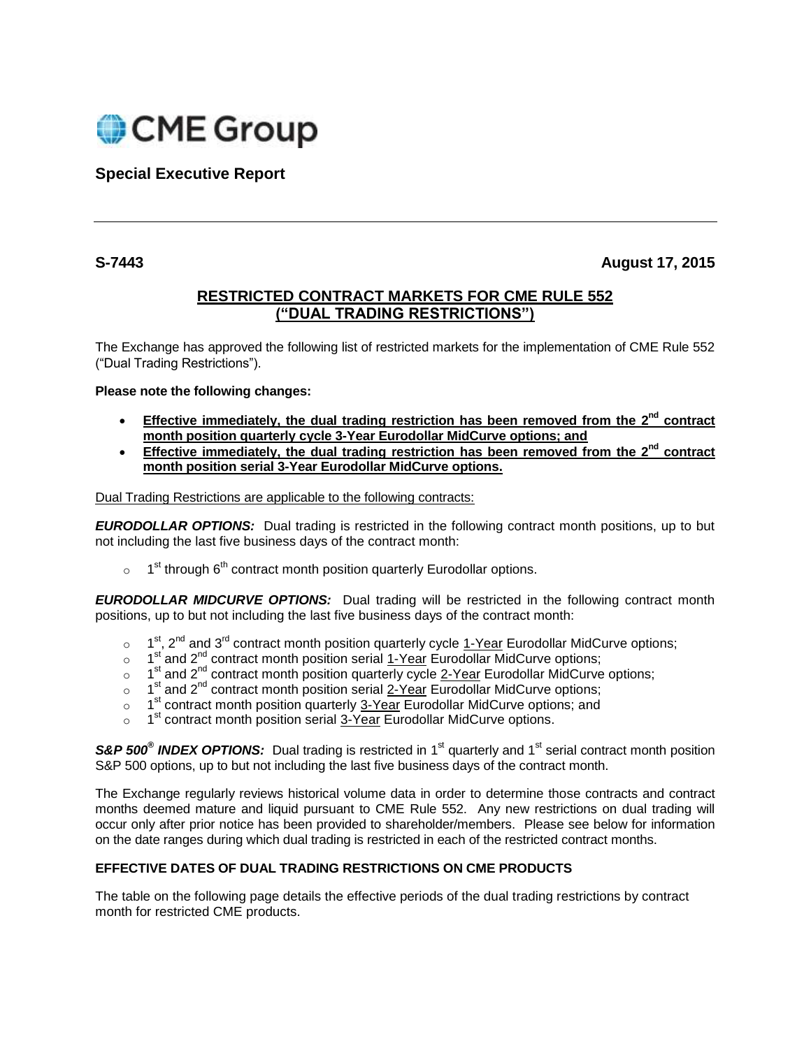CME Group

## Special Executive Report

**S-7443** **August 17, 2015**

# RESTRICTED CONTRACT MARKETS FOR CME RULE 552 ("DUAL TRADING RESTRICTIONS")

The Exchange has approved the following list of restricted markets for the implementation of CME Rule 552 ("Dual Trading Restrictions").

**Please note the following changes:**

- **Effective immediately, the dual trading restriction has been removed from the 2nd contract month position quarterly cycle 3-Year Eurodollar MidCurve options; and**
- **Effective immediately, the dual trading restriction has been removed from the 2nd contract month position serial 3-Year Eurodollar MidCurve options.**

Dual Trading Restrictions are applicable to the following contracts:

***EURODOLLAR OPTIONS:*** Dual trading is restricted in the following contract month positions, up to but not including the last five business days of the contract month:

- 1st through 6th contract month position quarterly Eurodollar options.

***EURODOLLAR MIDCURVE OPTIONS:*** Dual trading will be restricted in the following contract month positions, up to but not including the last five business days of the contract month:

- 1st, 2nd and 3rd contract month position quarterly cycle 1-Year Eurodollar MidCurve options;
- 1st and 2nd contract month position serial 1-Year Eurodollar MidCurve options;
- 1st and 2nd contract month position quarterly cycle 2-Year Eurodollar MidCurve options;
- 1st and 2nd contract month position serial 2-Year Eurodollar MidCurve options;
- 1st contract month position quarterly 3-Year Eurodollar MidCurve options; and
- 1st contract month position serial 3-Year Eurodollar MidCurve options.

***S&P 500® INDEX OPTIONS:*** Dual trading is restricted in 1st quarterly and 1st serial contract month position S&P 500 options, up to but not including the last five business days of the contract month.

The Exchange regularly reviews historical volume data in order to determine those contracts and contract months deemed mature and liquid pursuant to CME Rule 552. Any new restrictions on dual trading will occur only after prior notice has been provided to shareholder/members. Please see below for information on the date ranges during which dual trading is restricted in each of the restricted contract months.

### EFFECTIVE DATES OF DUAL TRADING RESTRICTIONS ON CME PRODUCTS

The table on the following page details the effective periods of the dual trading restrictions by contract month for restricted CME products.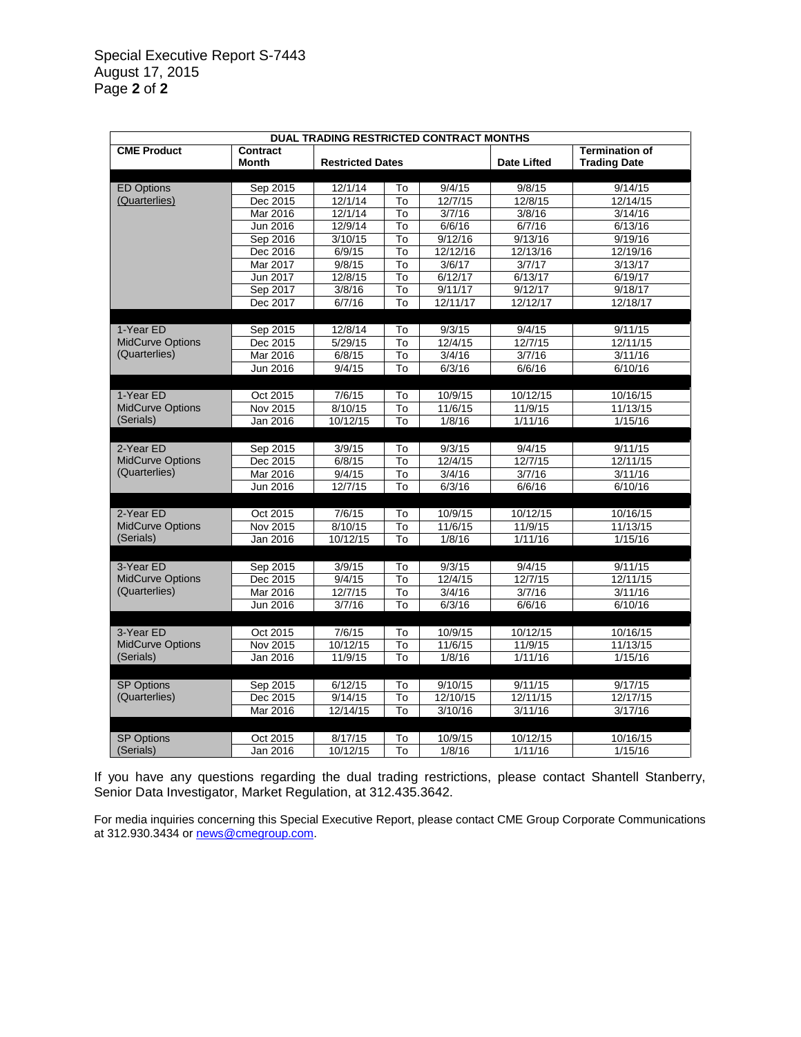| DUAL TRADING RESTRICTED CONTRACT MONTHS | | | | | | |
|---|---|---|---|---|---|---|
| **CME Product** | **Contract Month** | **Restricted Dates** | | | **Date Lifted** | **Termination of Trading Date** |
| ED Options (Quarterlies) | Sep 2015 | 12/1/14 | To | 9/4/15 | 9/8/15 | 9/14/15 |
| | Dec 2015 | 12/1/14 | To | 12/7/15 | 12/8/15 | 12/14/15 |
| | Mar 2016 | 12/1/14 | To | 3/7/16 | 3/8/16 | 3/14/16 |
| | Jun 2016 | 12/9/14 | To | 6/6/16 | 6/7/16 | 6/13/16 |
| | Sep 2016 | 3/10/15 | To | 9/12/16 | 9/13/16 | 9/19/16 |
| | Dec 2016 | 6/9/15 | To | 12/12/16 | 12/13/16 | 12/19/16 |
| | Mar 2017 | 9/8/15 | To | 3/6/17 | 3/7/17 | 3/13/17 |
| | Jun 2017 | 12/8/15 | To | 6/12/17 | 6/13/17 | 6/19/17 |
| | Sep 2017 | 3/8/16 | To | 9/11/17 | 9/12/17 | 9/18/17 |
| | Dec 2017 | 6/7/16 | To | 12/11/17 | 12/12/17 | 12/18/17 |
| 1-Year ED MidCurve Options (Quarterlies) | Sep 2015 | 12/8/14 | To | 9/3/15 | 9/4/15 | 9/11/15 |
| | Dec 2015 | 5/29/15 | To | 12/4/15 | 12/7/15 | 12/11/15 |
| | Mar 2016 | 6/8/15 | To | 3/4/16 | 3/7/16 | 3/11/16 |
| | Jun 2016 | 9/4/15 | To | 6/3/16 | 6/6/16 | 6/10/16 |
| 1-Year ED MidCurve Options (Serials) | Oct 2015 | 7/6/15 | To | 10/9/15 | 10/12/15 | 10/16/15 |
| | Nov 2015 | 8/10/15 | To | 11/6/15 | 11/9/15 | 11/13/15 |
| | Jan 2016 | 10/12/15 | To | 1/8/16 | 1/11/16 | 1/15/16 |
| 2-Year ED MidCurve Options (Quarterlies) | Sep 2015 | 3/9/15 | To | 9/3/15 | 9/4/15 | 9/11/15 |
| | Dec 2015 | 6/8/15 | To | 12/4/15 | 12/7/15 | 12/11/15 |
| | Mar 2016 | 9/4/15 | To | 3/4/16 | 3/7/16 | 3/11/16 |
| | Jun 2016 | 12/7/15 | To | 6/3/16 | 6/6/16 | 6/10/16 |
| 2-Year ED MidCurve Options (Serials) | Oct 2015 | 7/6/15 | To | 10/9/15 | 10/12/15 | 10/16/15 |
| | Nov 2015 | 8/10/15 | To | 11/6/15 | 11/9/15 | 11/13/15 |
| | Jan 2016 | 10/12/15 | To | 1/8/16 | 1/11/16 | 1/15/16 |
| 3-Year ED MidCurve Options (Quarterlies) | Sep 2015 | 3/9/15 | To | 9/3/15 | 9/4/15 | 9/11/15 |
| | Dec 2015 | 9/4/15 | To | 12/4/15 | 12/7/15 | 12/11/15 |
| | Mar 2016 | 12/7/15 | To | 3/4/16 | 3/7/16 | 3/11/16 |
| | Jun 2016 | 3/7/16 | To | 6/3/16 | 6/6/16 | 6/10/16 |
| 3-Year ED MidCurve Options (Serials) | Oct 2015 | 7/6/15 | To | 10/9/15 | 10/12/15 | 10/16/15 |
| | Nov 2015 | 10/12/15 | To | 11/6/15 | 11/9/15 | 11/13/15 |
| | Jan 2016 | 11/9/15 | To | 1/8/16 | 1/11/16 | 1/15/16 |
| SP Options (Quarterlies) | Sep 2015 | 6/12/15 | To | 9/10/15 | 9/11/15 | 9/17/15 |
| | Dec 2015 | 9/14/15 | To | 12/10/15 | 12/11/15 | 12/17/15 |
| | Mar 2016 | 12/14/15 | To | 3/10/16 | 3/11/16 | 3/17/16 |
| SP Options (Serials) | Oct 2015 | 8/17/15 | To | 10/9/15 | 10/12/15 | 10/16/15 |
| | Jan 2016 | 10/12/15 | To | 1/8/16 | 1/11/16 | 1/15/16 |

If you have any questions regarding the dual trading restrictions, please contact Shantell Stanberry, Senior Data Investigator, Market Regulation, at 312.435.3642.

For media inquiries concerning this Special Executive Report, please contact CME Group Corporate Communications at 312.930.3434 or news@cmegroup.com.